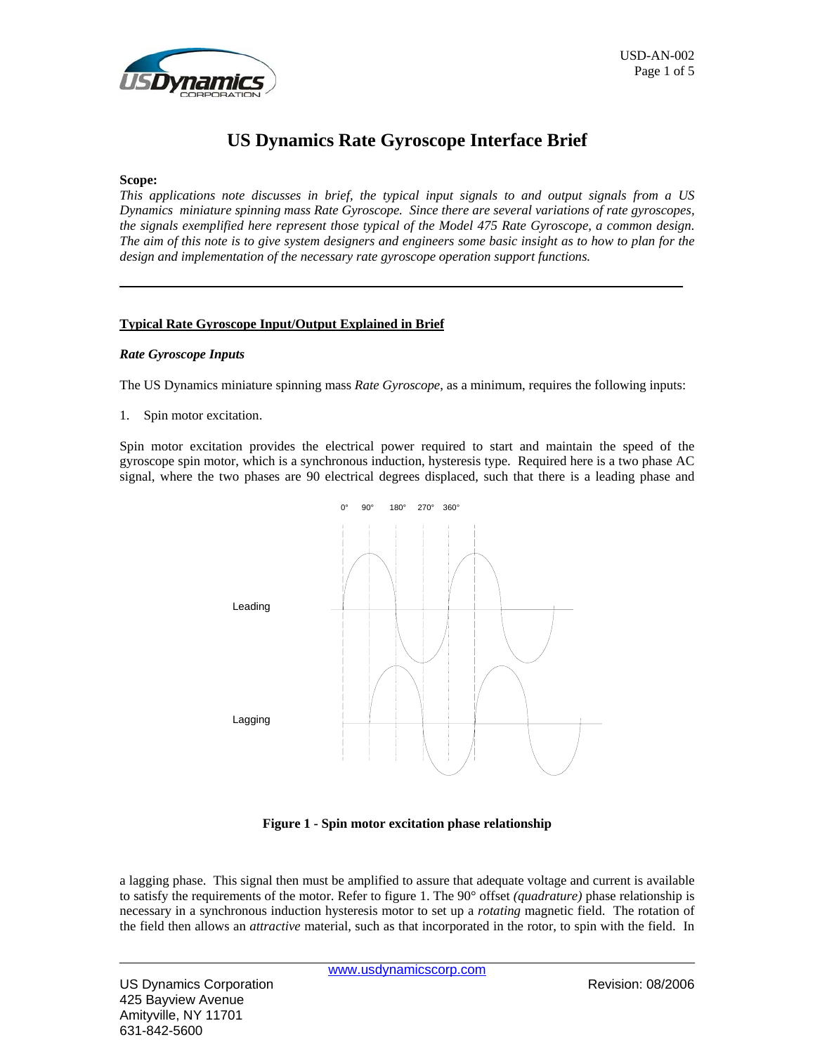# US Dynamics Rate Gyroscope Interface Brief

**Scope:**

*This applications note discusses in brief, the typical input signals to and output signals from a US Dynamics miniature spinning mass Rate Gyroscope. Since there are several variations of rate gyroscopes, the signals exemplified here represent those typical of the Model 475 Rate Gyroscope, a common design. The aim of this note is to give system designers and engineers some basic insight as to how to plan for the design and implementation of the necessary rate gyroscope operation support functions.*

---

## Typical Rate Gyroscope Input/Output Explained in Brief

### *Rate Gyroscope Inputs*

The US Dynamics miniature spinning mass *Rate Gyroscope*, as a minimum, requires the following inputs:

1. Spin motor excitation.

Spin motor excitation provides the electrical power required to start and maintain the speed of the gyroscope spin motor, which is a synchronous induction, hysteresis type. Required here is a two phase AC signal, where the two phases are 90 electrical degrees displaced, such that there is a leading phase and a lagging phase. This signal then must be amplified to assure that adequate voltage and current is available to satisfy the requirements of the motor. Refer to figure 1. The 90° offset *(quadrature)* phase relationship is necessary in a synchronous induction hysteresis motor to set up a *rotating* magnetic field. The rotation of the field then allows an *attractive* material, such as that incorporated in the rotor, to spin with the field. In

**Figure 1 - Spin motor excitation phase relationship**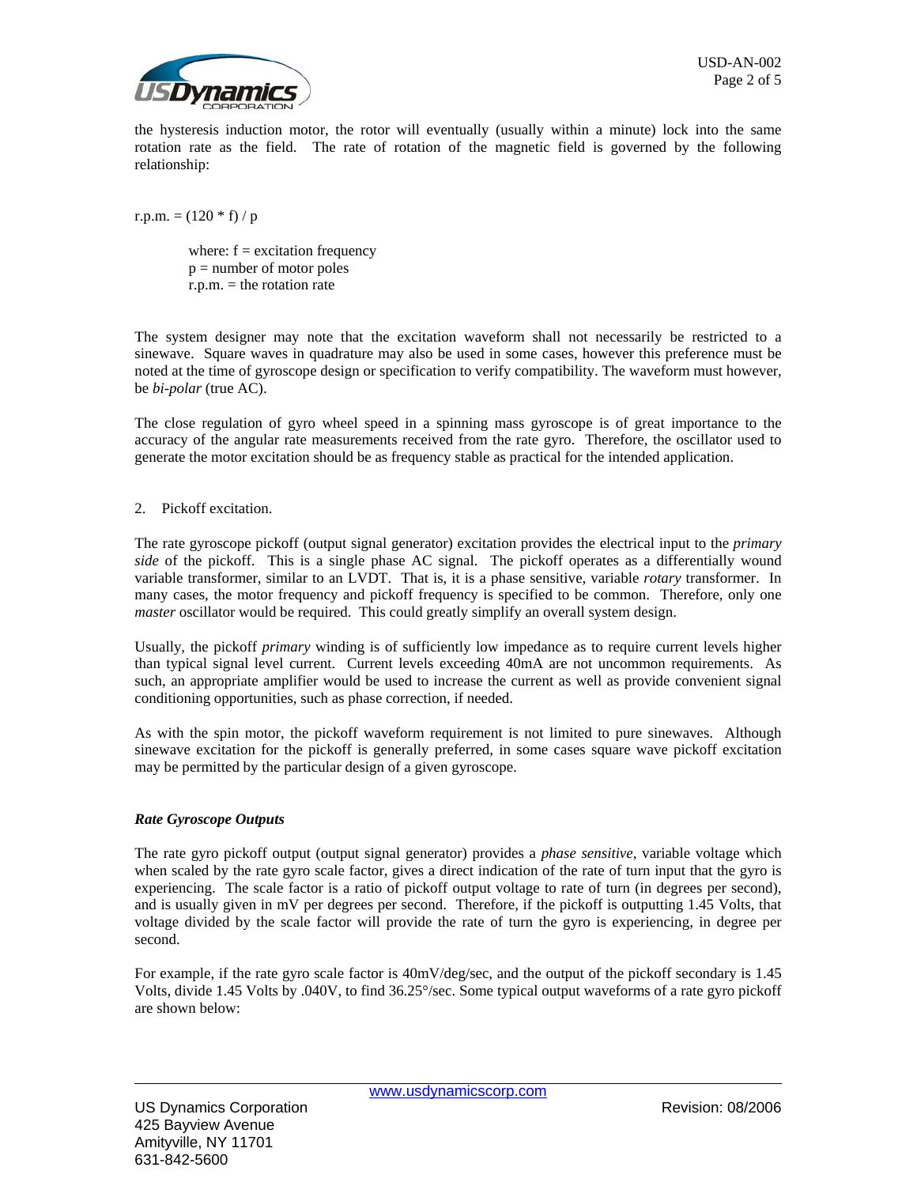the hysteresis induction motor, the rotor will eventually (usually within a minute) lock into the same rotation rate as the field. The rate of rotation of the magnetic field is governed by the following relationship:

$$\text{r.p.m.} = (120 * f) / p$$

where: $f$ = excitation frequency
$p$ = number of motor poles
r.p.m. = the rotation rate

The system designer may note that the excitation waveform shall not necessarily be restricted to a sinewave. Square waves in quadrature may also be used in some cases, however this preference must be noted at the time of gyroscope design or specification to verify compatibility. The waveform must however, be *bi-polar* (true AC).

The close regulation of gyro wheel speed in a spinning mass gyroscope is of great importance to the accuracy of the angular rate measurements received from the rate gyro. Therefore, the oscillator used to generate the motor excitation should be as frequency stable as practical for the intended application.

2. Pickoff excitation.

The rate gyroscope pickoff (output signal generator) excitation provides the electrical input to the *primary side* of the pickoff. This is a single phase AC signal. The pickoff operates as a differentially wound variable transformer, similar to an LVDT. That is, it is a phase sensitive, variable *rotary* transformer. In many cases, the motor frequency and pickoff frequency is specified to be common. Therefore, only one *master* oscillator would be required. This could greatly simplify an overall system design.

Usually, the pickoff *primary* winding is of sufficiently low impedance as to require current levels higher than typical signal level current. Current levels exceeding 40mA are not uncommon requirements. As such, an appropriate amplifier would be used to increase the current as well as provide convenient signal conditioning opportunities, such as phase correction, if needed.

As with the spin motor, the pickoff waveform requirement is not limited to pure sinewaves. Although sinewave excitation for the pickoff is generally preferred, in some cases square wave pickoff excitation may be permitted by the particular design of a given gyroscope.

### *Rate Gyroscope Outputs*

The rate gyro pickoff output (output signal generator) provides a *phase sensitive*, variable voltage which when scaled by the rate gyro scale factor, gives a direct indication of the rate of turn input that the gyro is experiencing. The scale factor is a ratio of pickoff output voltage to rate of turn (in degrees per second), and is usually given in mV per degrees per second. Therefore, if the pickoff is outputting 1.45 Volts, that voltage divided by the scale factor will provide the rate of turn the gyro is experiencing, in degree per second.

For example, if the rate gyro scale factor is 40mV/deg/sec, and the output of the pickoff secondary is 1.45 Volts, divide 1.45 Volts by .040V, to find 36.25°/sec. Some typical output waveforms of a rate gyro pickoff are shown below: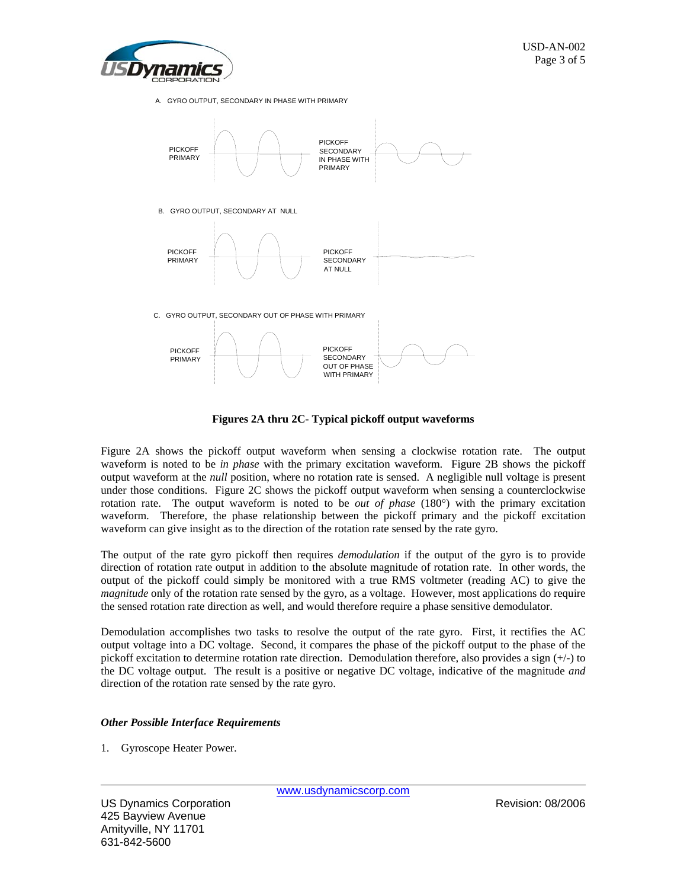A. GYRO OUTPUT, SECONDARY IN PHASE WITH PRIMARY

PICKOFF PRIMARY

PICKOFF SECONDARY IN PHASE WITH PRIMARY

B. GYRO OUTPUT, SECONDARY AT NULL

PICKOFF PRIMARY

PICKOFF SECONDARY AT NULL

C. GYRO OUTPUT, SECONDARY OUT OF PHASE WITH PRIMARY

PICKOFF PRIMARY

PICKOFF SECONDARY OUT OF PHASE WITH PRIMARY

**Figures 2A thru 2C- Typical pickoff output waveforms**

Figure 2A shows the pickoff output waveform when sensing a clockwise rotation rate. The output waveform is noted to be *in phase* with the primary excitation waveform. Figure 2B shows the pickoff output waveform at the *null* position, where no rotation rate is sensed. A negligible null voltage is present under those conditions. Figure 2C shows the pickoff output waveform when sensing a counterclockwise rotation rate. The output waveform is noted to be *out of phase* (180°) with the primary excitation waveform. Therefore, the phase relationship between the pickoff primary and the pickoff excitation waveform can give insight as to the direction of the rotation rate sensed by the rate gyro.

The output of the rate gyro pickoff then requires *demodulation* if the output of the gyro is to provide direction of rotation rate output in addition to the absolute magnitude of rotation rate. In other words, the output of the pickoff could simply be monitored with a true RMS voltmeter (reading AC) to give the *magnitude* only of the rotation rate sensed by the gyro, as a voltage. However, most applications do require the sensed rotation rate direction as well, and would therefore require a phase sensitive demodulator.

Demodulation accomplishes two tasks to resolve the output of the rate gyro. First, it rectifies the AC output voltage into a DC voltage. Second, it compares the phase of the pickoff output to the phase of the pickoff excitation to determine rotation rate direction. Demodulation therefore, also provides a sign (+/-) to the DC voltage output. The result is a positive or negative DC voltage, indicative of the magnitude *and* direction of the rotation rate sensed by the rate gyro.

***Other Possible Interface Requirements***

1. Gyroscope Heater Power.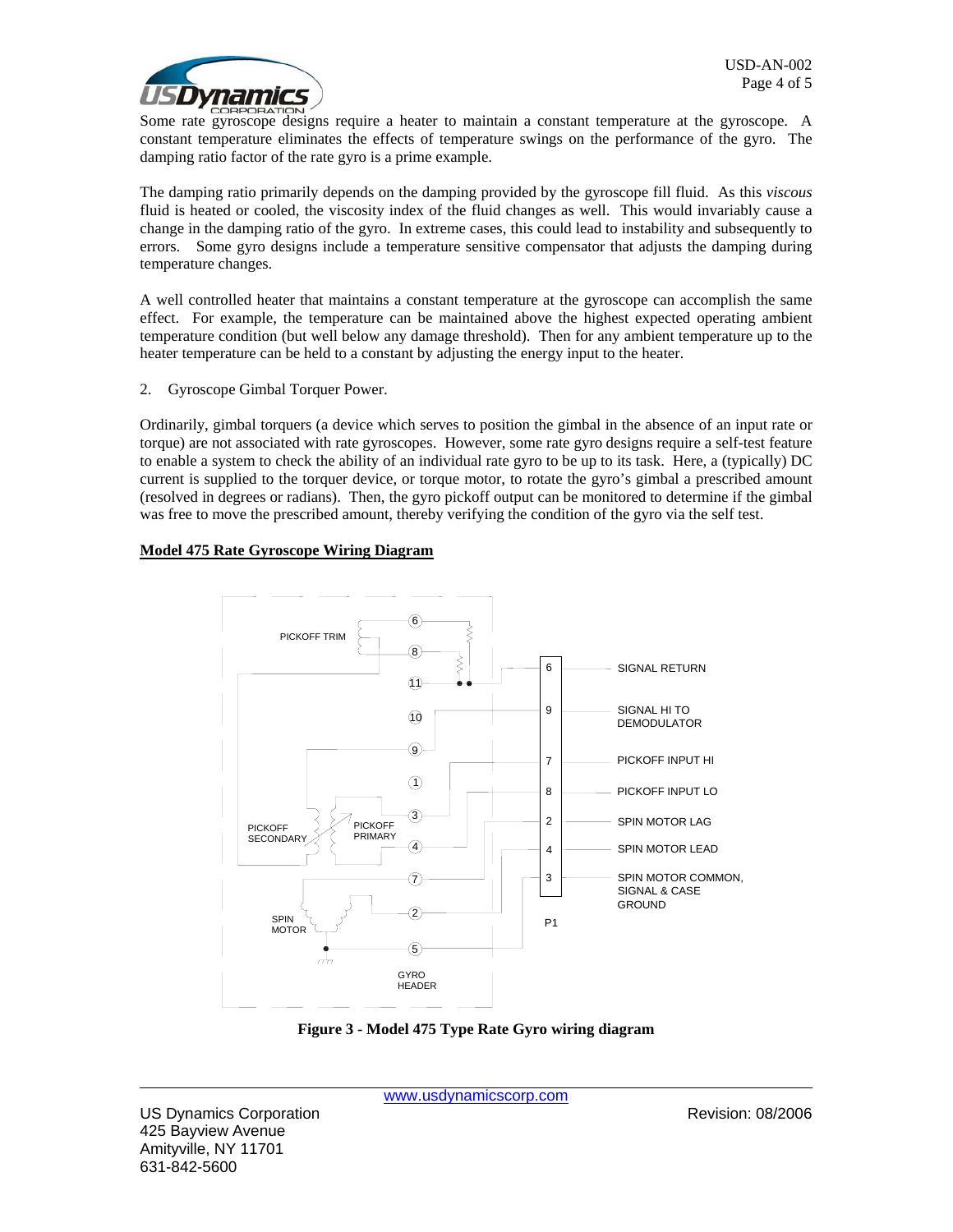Some rate gyroscope designs require a heater to maintain a constant temperature at the gyroscope. A constant temperature eliminates the effects of temperature swings on the performance of the gyro. The damping ratio factor of the rate gyro is a prime example.

The damping ratio primarily depends on the damping provided by the gyroscope fill fluid. As this *viscous* fluid is heated or cooled, the viscosity index of the fluid changes as well. This would invariably cause a change in the damping ratio of the gyro. In extreme cases, this could lead to instability and subsequently to errors. Some gyro designs include a temperature sensitive compensator that adjusts the damping during temperature changes.

A well controlled heater that maintains a constant temperature at the gyroscope can accomplish the same effect. For example, the temperature can be maintained above the highest expected operating ambient temperature condition (but well below any damage threshold). Then for any ambient temperature up to the heater temperature can be held to a constant by adjusting the energy input to the heater.

2. Gyroscope Gimbal Torquer Power.

Ordinarily, gimbal torquers (a device which serves to position the gimbal in the absence of an input rate or torque) are not associated with rate gyroscopes. However, some rate gyro designs require a self-test feature to enable a system to check the ability of an individual rate gyro to be up to its task. Here, a (typically) DC current is supplied to the torquer device, or torque motor, to rotate the gyro's gimbal a prescribed amount (resolved in degrees or radians). Then, the gyro pickoff output can be monitored to determine if the gimbal was free to move the prescribed amount, thereby verifying the condition of the gyro via the self test.

**Model 475 Rate Gyroscope Wiring Diagram**

PICKOFF TRIM | PICKOFF SECONDARY | PICKOFF PRIMARY | SPIN MOTOR | GYRO HEADER | P1

| P1 Pin | Function |
|---|---|
| 6 | SIGNAL RETURN |
| 9 | SIGNAL HI TO DEMODULATOR |
| 7 | PICKOFF INPUT HI |
| 8 | PICKOFF INPUT LO |
| 2 | SPIN MOTOR LAG |
| 4 | SPIN MOTOR LEAD |
| 3 | SPIN MOTOR COMMON, SIGNAL & CASE GROUND |

**Figure 3 - Model 475 Type Rate Gyro wiring diagram**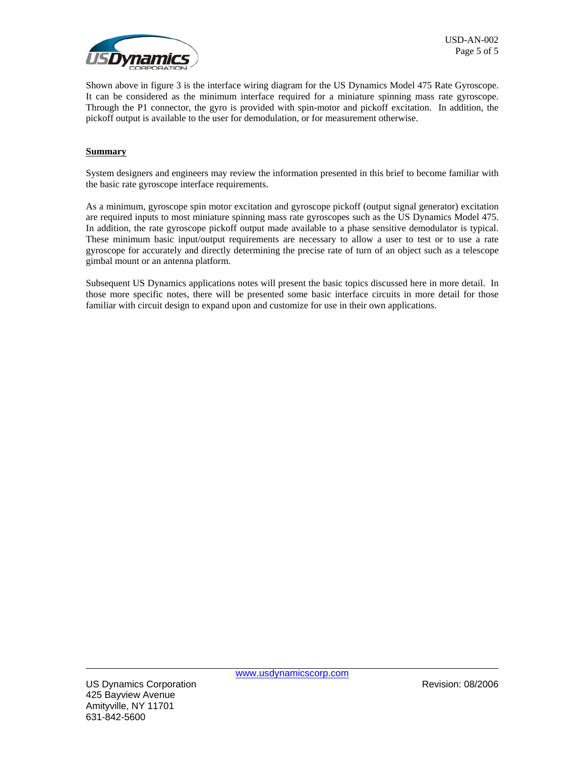Shown above in figure 3 is the interface wiring diagram for the US Dynamics Model 475 Rate Gyroscope. It can be considered as the minimum interface required for a miniature spinning mass rate gyroscope. Through the P1 connector, the gyro is provided with spin-motor and pickoff excitation. In addition, the pickoff output is available to the user for demodulation, or for measurement otherwise.

## Summary

System designers and engineers may review the information presented in this brief to become familiar with the basic rate gyroscope interface requirements.

As a minimum, gyroscope spin motor excitation and gyroscope pickoff (output signal generator) excitation are required inputs to most miniature spinning mass rate gyroscopes such as the US Dynamics Model 475. In addition, the rate gyroscope pickoff output made available to a phase sensitive demodulator is typical. These minimum basic input/output requirements are necessary to allow a user to test or to use a rate gyroscope for accurately and directly determining the precise rate of turn of an object such as a telescope gimbal mount or an antenna platform.

Subsequent US Dynamics applications notes will present the basic topics discussed here in more detail. In those more specific notes, there will be presented some basic interface circuits in more detail for those familiar with circuit design to expand upon and customize for use in their own applications.